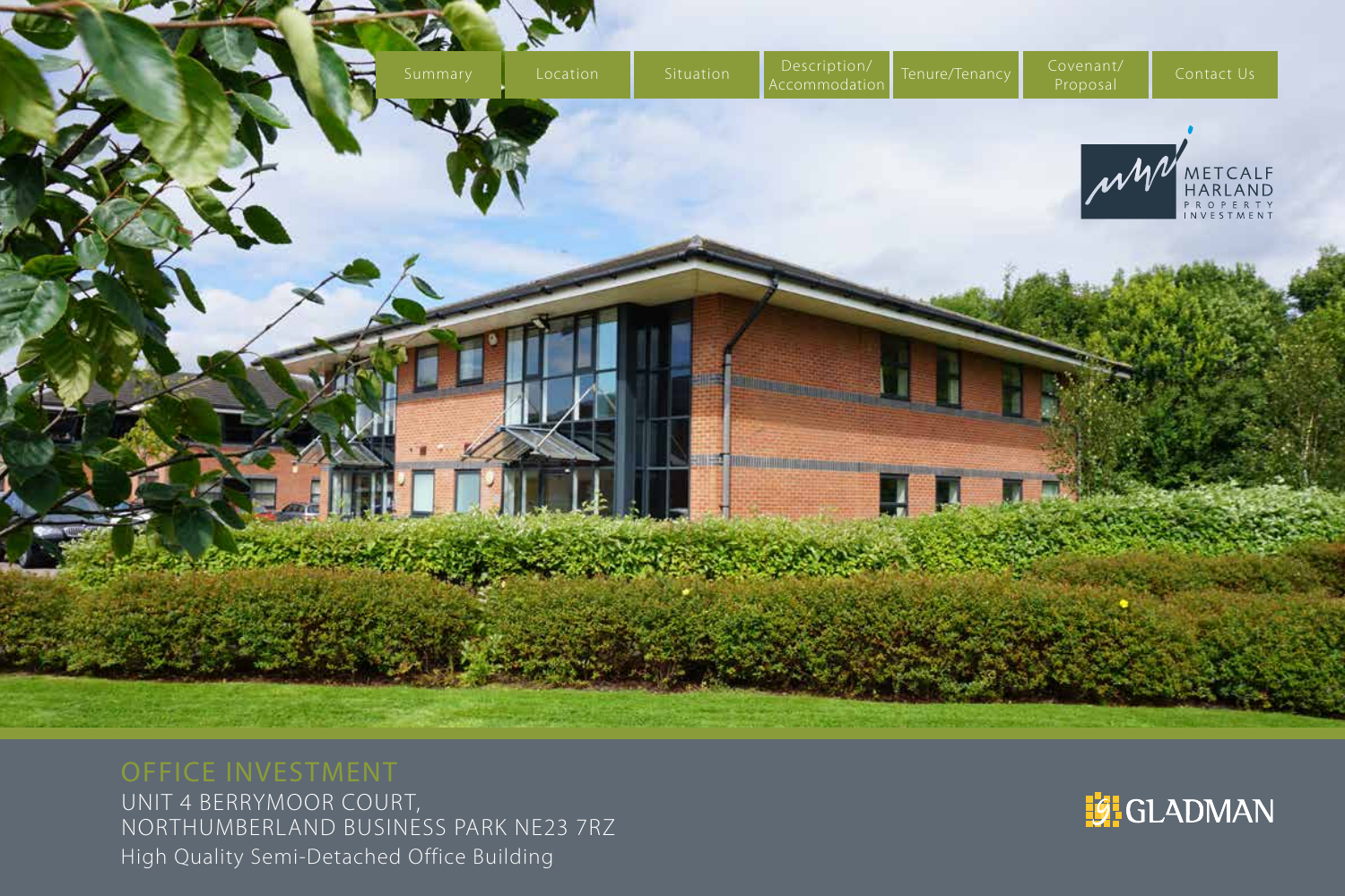Summary | Location | Situation | Description/ Accommodation | Tenure/Tenancy | Covenant/ Proposal | Contact Us

METCALF HARLAND PROPERTY INVESTMENT

# OFFICE INVESTMENT

UNIT 4 BERRYMOOR COURT,
NORTHUMBERLAND BUSINESS PARK NE23 7RZ

High Quality Semi-Detached Office Building

GLADMAN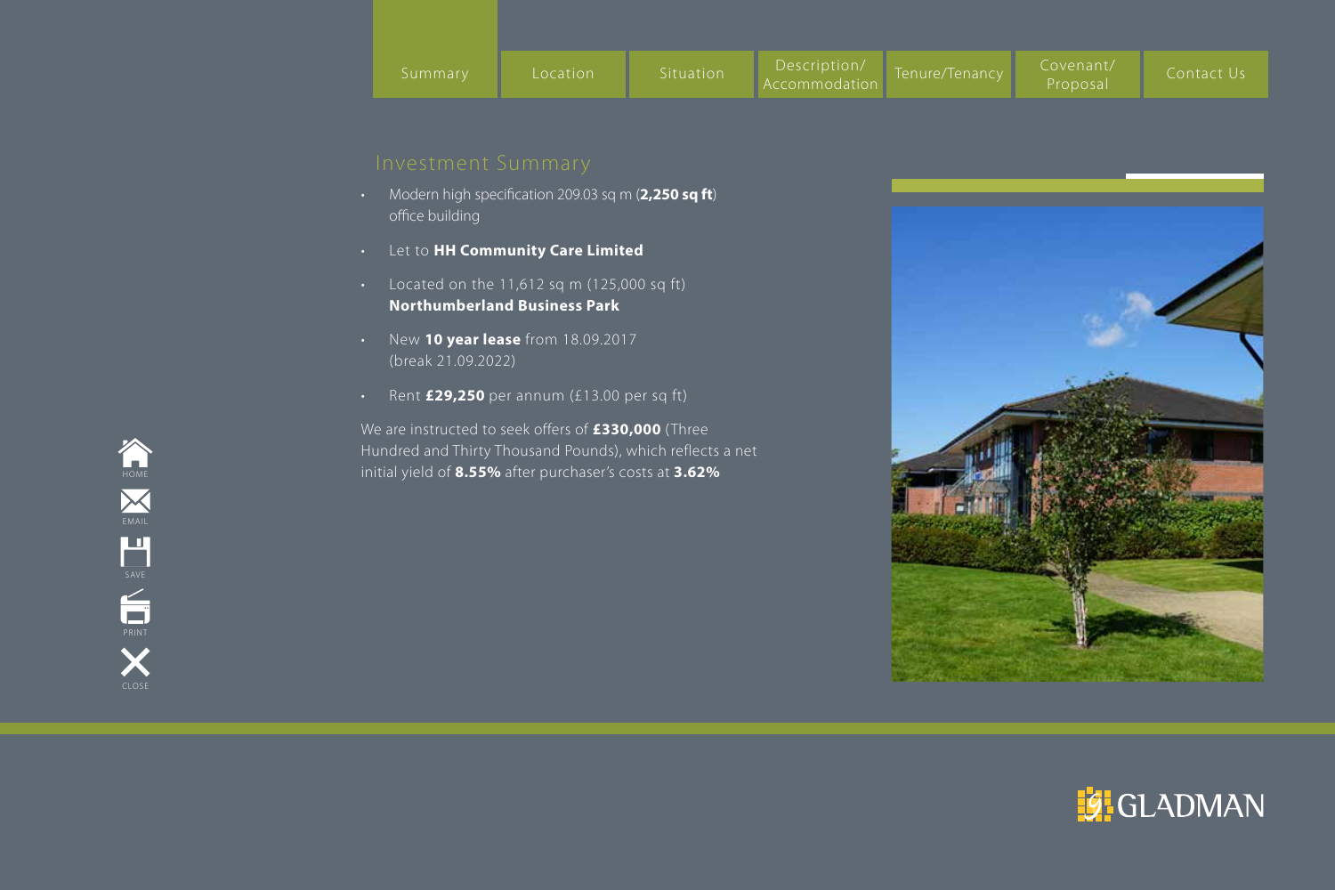Summary | Location | Situation | Description/ Accommodation | Tenure/Tenancy | Covenant/ Proposal | Contact Us

## Investment Summary

- Modern high specification 209.03 sq m (**2,250 sq ft**) office building
- Let to **HH Community Care Limited**
- Located on the 11,612 sq m (125,000 sq ft) **Northumberland Business Park**
- New **10 year lease** from 18.09.2017 (break 21.09.2022)
- Rent **£29,250** per annum (£13.00 per sq ft)

We are instructed to seek offers of **£330,000** (Three Hundred and Thirty Thousand Pounds), which reflects a net initial yield of **8.55%** after purchaser's costs at **3.62%**

HOME
EMAIL
SAVE
PRINT
CLOSE

GLADMAN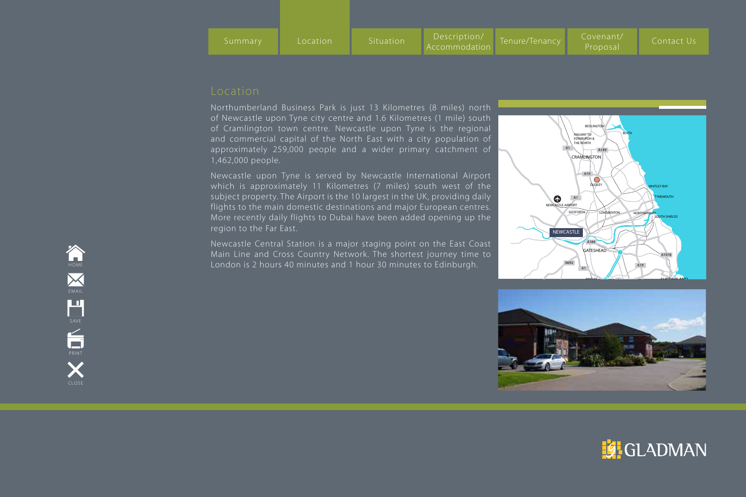Summary | Location | Situation | Description/Accommodation | Tenure/Tenancy | Covenant/Proposal | Contact Us

# Location

Northumberland Business Park is just 13 Kilometres (8 miles) north of Newcastle upon Tyne city centre and 1.6 Kilometres (1 mile) south of Cramlington town centre. Newcastle upon Tyne is the regional and commercial capital of the North East with a city population of approximately 259,000 people and a wider primary catchment of 1,462,000 people.

Newcastle upon Tyne is served by Newcastle International Airport which is approximately 11 Kilometres (7 miles) south west of the subject property. The Airport is the 10 largest in the UK, providing daily flights to the main domestic destinations and major European centres. More recently daily flights to Dubai have been added opening up the region to the Far East.

Newcastle Central Station is a major staging point on the East Coast Main Line and Cross Country Network. The shortest journey time to London is 2 hours 40 minutes and 1 hour 30 minutes to Edinburgh.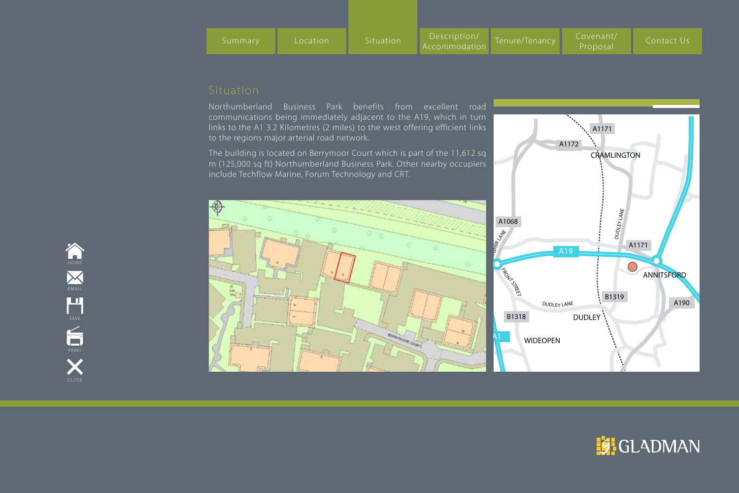## Situation

Northumberland Business Park benefits from excellent road communications being immediately adjacent to the A19, which in turn links to the A1 3.2 Kilometres (2 miles) to the west offering efficient links to the regions major arterial road network.

The building is located on Berrymoor Court which is part of the 11,612 sq m (125,000 sq ft) Northumberland Business Park. Other nearby occupiers include Techflow Marine, Forum Technology and CRT.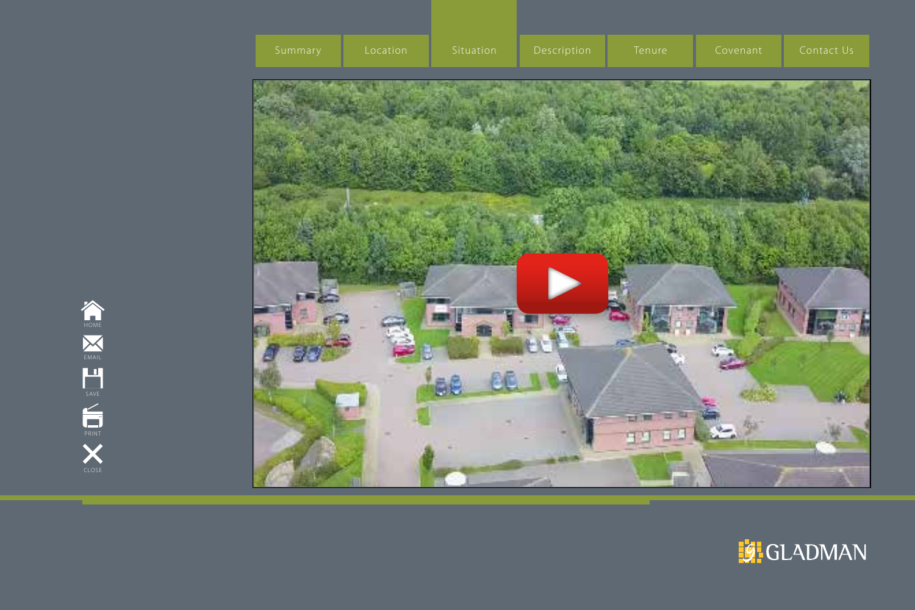Summary | Location | Situation | Description | Tenure | Covenant | Contact Us

HOME

EMAIL

SAVE

PRINT

CLOSE

GLADMAN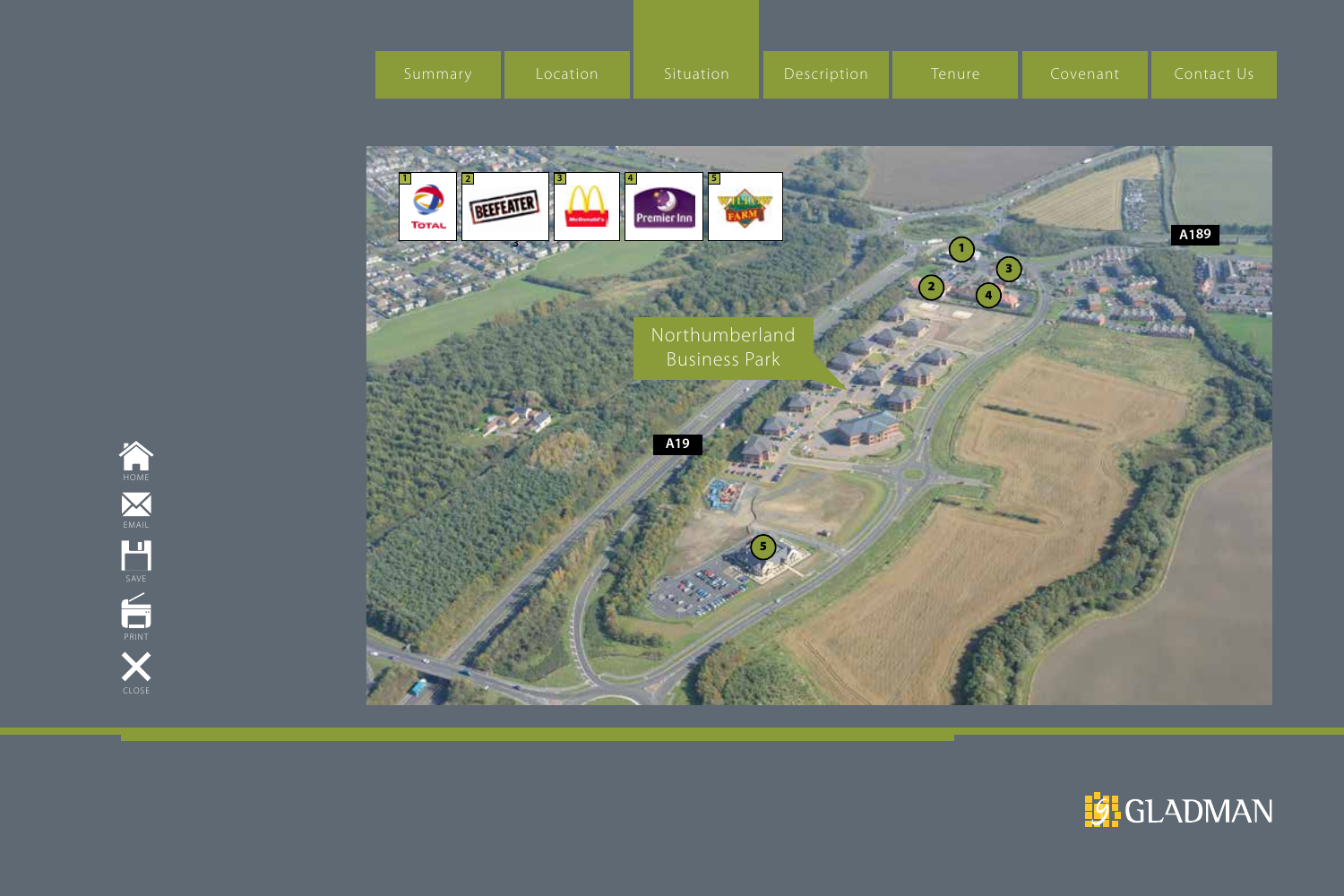Summary | Location | Situation | Description | Tenure | Covenant | Contact Us

1 TOTAL

2 BEEFEATER

3 McDonald's

4 Premier Inn

5 Wilson Farm

Northumberland Business Park

A19

A189

HOME
EMAIL
SAVE
PRINT
CLOSE

GLADMAN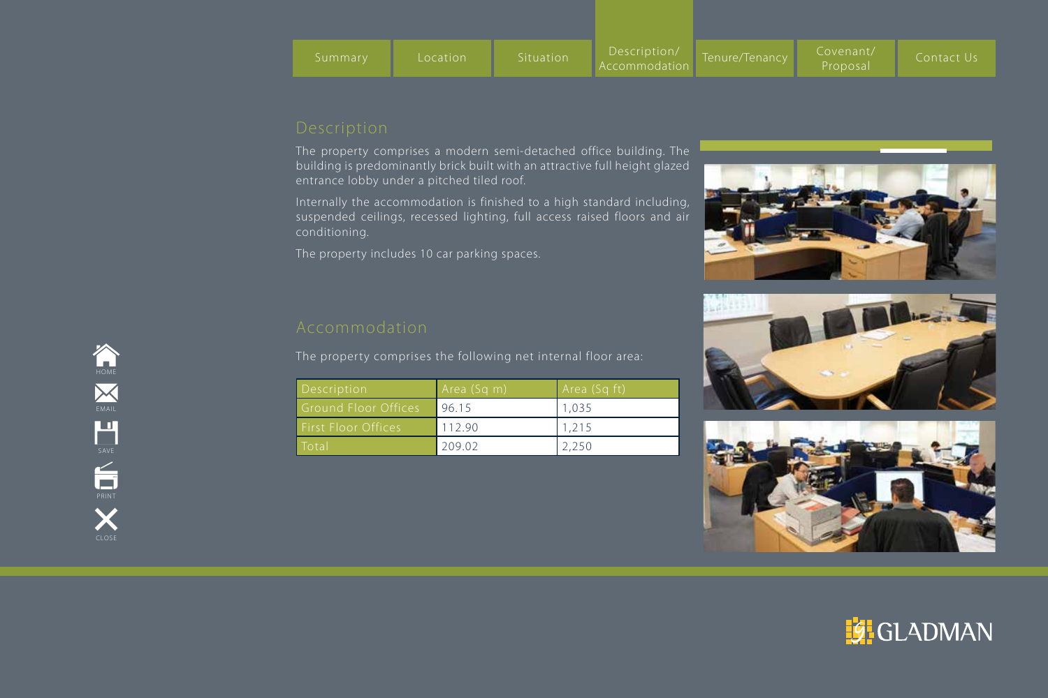## Description

The property comprises a modern semi-detached office building. The building is predominantly brick built with an attractive full height glazed entrance lobby under a pitched tiled roof.

Internally the accommodation is finished to a high standard including, suspended ceilings, recessed lighting, full access raised floors and air conditioning.

The property includes 10 car parking spaces.

## Accommodation

The property comprises the following net internal floor area:

| Description | Area (Sq m) | Area (Sq ft) |
| --- | --- | --- |
| Ground Floor Offices | 96.15 | 1,035 |
| First Floor Offices | 112.90 | 1,215 |
| Total | 209.02 | 2,250 |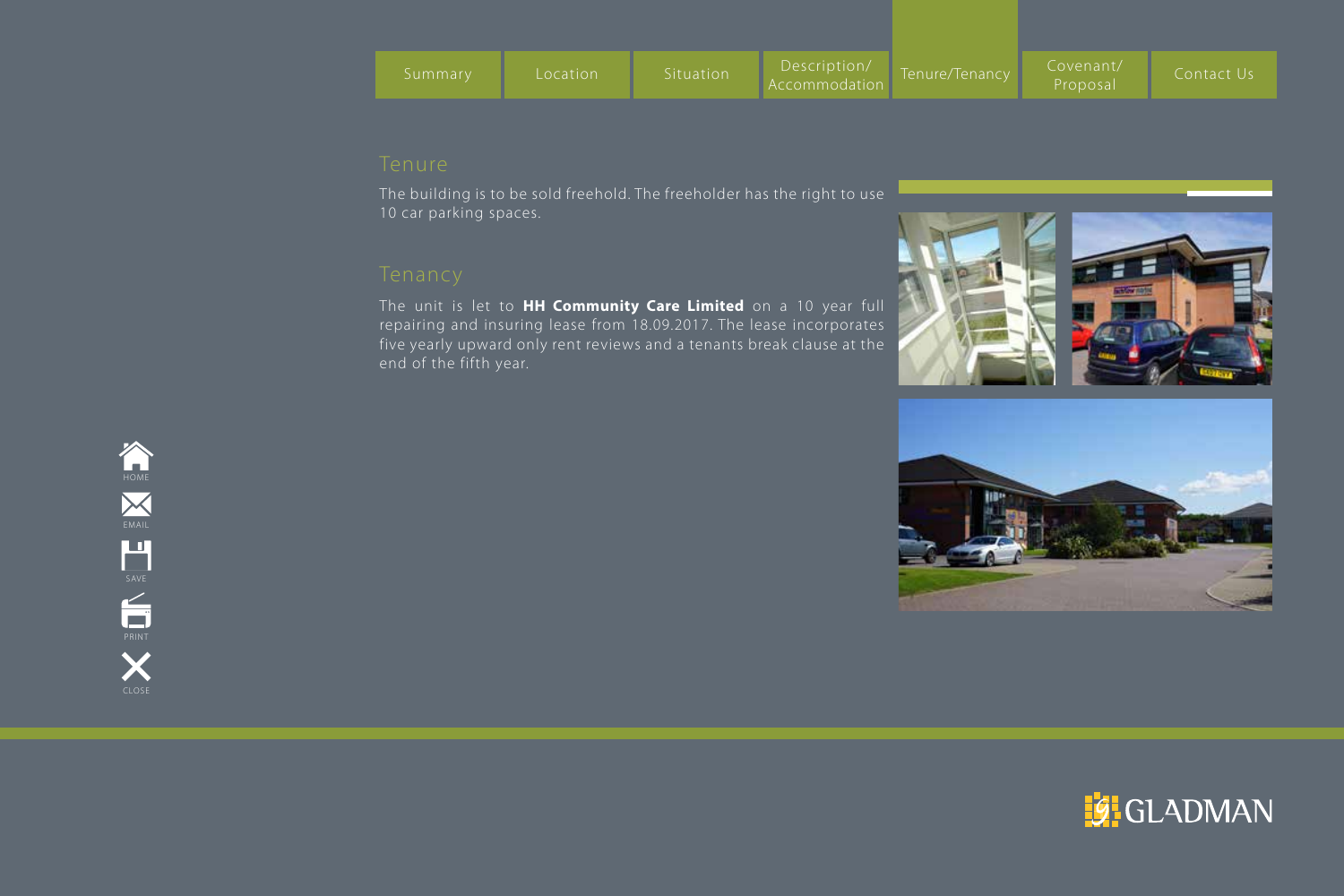## Tenure

The building is to be sold freehold. The freeholder has the right to use 10 car parking spaces.

## Tenancy

The unit is let to **HH Community Care Limited** on a 10 year full repairing and insuring lease from 18.09.2017. The lease incorporates five yearly upward only rent reviews and a tenants break clause at the end of the fifth year.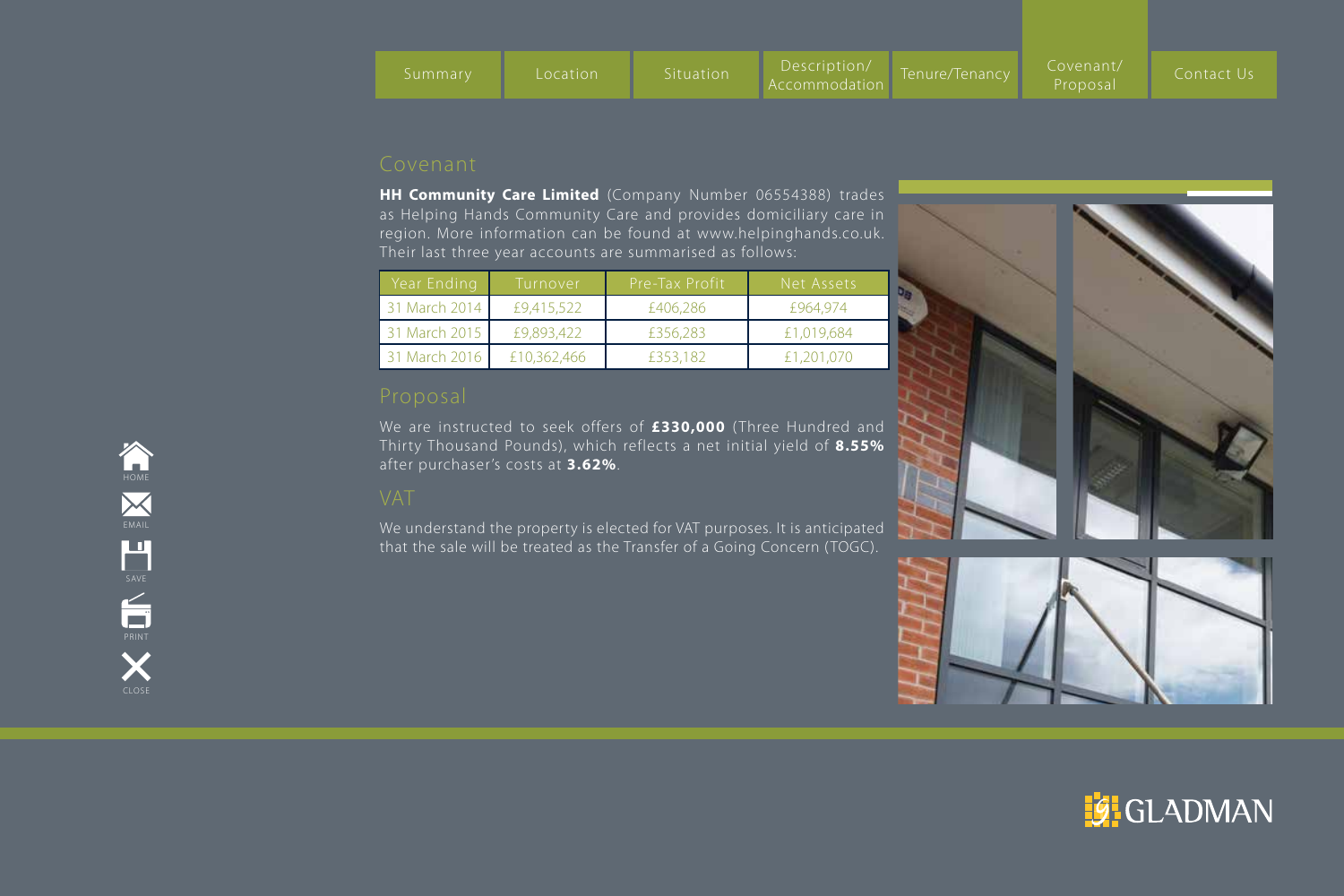## Covenant

**HH Community Care Limited** (Company Number 06554388) trades as Helping Hands Community Care and provides domiciliary care in region. More information can be found at www.helpinghands.co.uk. Their last three year accounts are summarised as follows:

| Year Ending | Turnover | Pre-Tax Profit | Net Assets |
|---|---|---|---|
| 31 March 2014 | £9,415,522 | £406,286 | £964,974 |
| 31 March 2015 | £9,893,422 | £356,283 | £1,019,684 |
| 31 March 2016 | £10,362,466 | £353,182 | £1,201,070 |

## Proposal

We are instructed to seek offers of **£330,000** (Three Hundred and Thirty Thousand Pounds), which reflects a net initial yield of **8.55%** after purchaser's costs at **3.62%**.

## VAT

We understand the property is elected for VAT purposes. It is anticipated that the sale will be treated as the Transfer of a Going Concern (TOGC).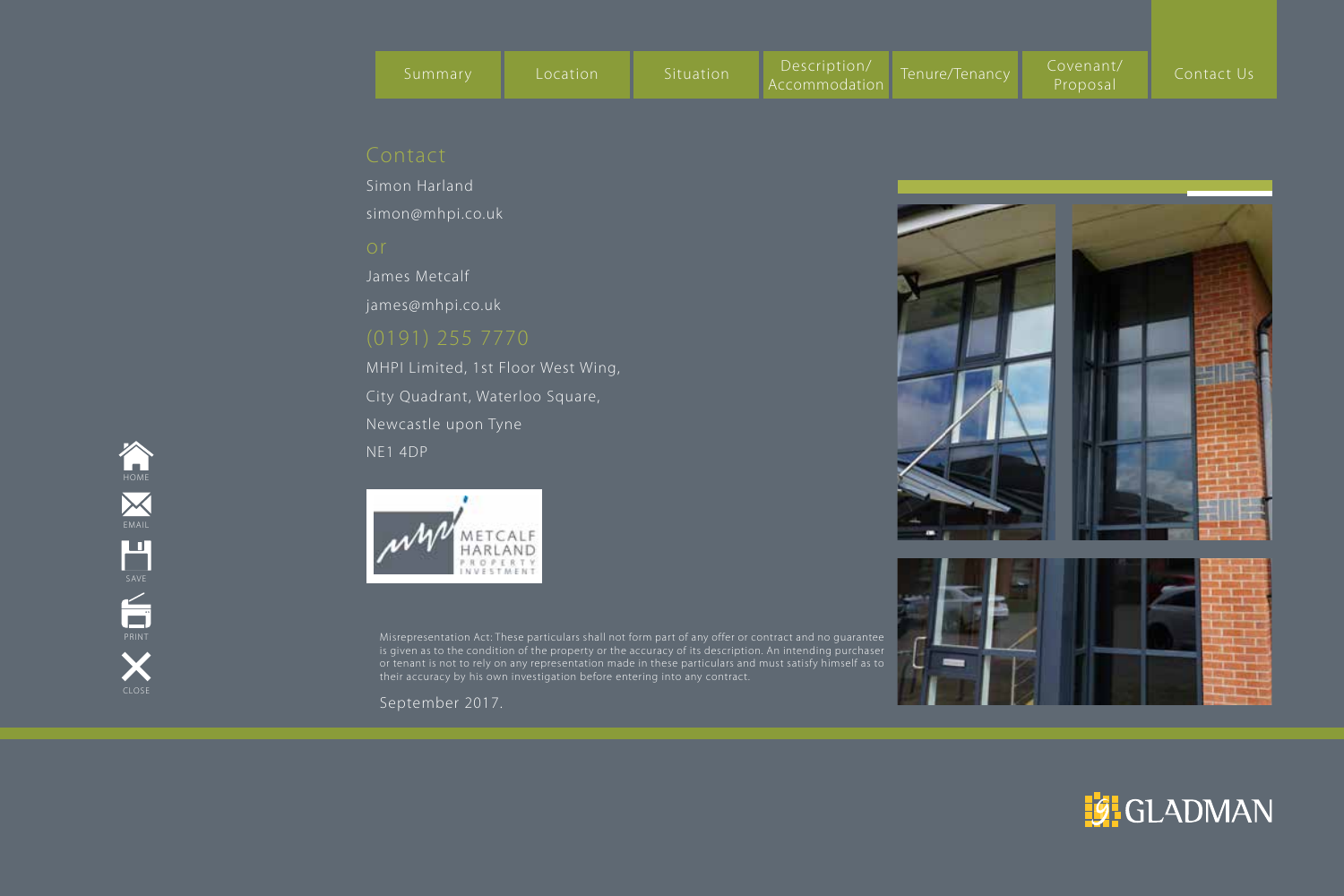Summary | Location | Situation | Description/Accommodation | Tenure/Tenancy | Covenant/Proposal | Contact Us

## Contact

Simon Harland

simon@mhpi.co.uk

or

James Metcalf

james@mhpi.co.uk

(0191) 255 7770

MHPI Limited, 1st Floor West Wing,
City Quadrant, Waterloo Square,
Newcastle upon Tyne
NE1 4DP

METCALF HARLAND PROPERTY INVESTMENT

Misrepresentation Act: These particulars shall not form part of any offer or contract and no guarantee is given as to the condition of the property or the accuracy of its description. An intending purchaser or tenant is not to rely on any representation made in these particulars and must satisfy himself as to their accuracy by his own investigation before entering into any contract.

September 2017.

HOME EMAIL SAVE PRINT CLOSE

GLADMAN